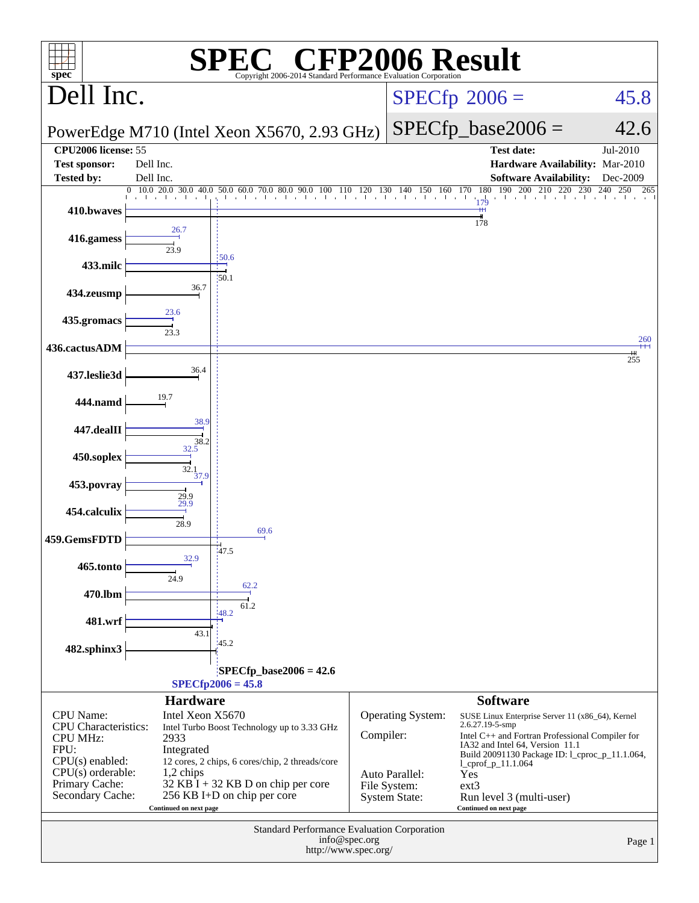# SPEC® CFP2006 Result

Copyright 2006-2014 Standard Performance Evaluation Corporation

## Dell Inc.

PowerEdge M710 (Intel Xeon X5670, 2.93 GHz)

SPECfp 2006 = 45.8

SPECfp_base2006 = 42.6

| | | | |
|---|---|---|---|
| **CPU2006 license:** 55 | | **Test date:** | Jul-2010 |
| **Test sponsor:** | Dell Inc. | **Hardware Availability:** | Mar-2010 |
| **Tested by:** | Dell Inc. | **Software Availability:** | Dec-2009 |

| Benchmark | Peak | Base |
|---|---|---|
| 410.bwaves | 179 | 178 |
| 416.gamess | 26.7 | 23.9 |
| 433.milc | 50.6 | 50.1 |
| 434.zeusmp | | 36.7 |
| 435.gromacs | 23.6 | 23.3 |
| 436.cactusADM | 260 | 255 |
| 437.leslie3d | | 36.4 |
| 444.namd | | 19.7 |
| 447.dealII | 38.9 | 38.2 |
| 450.soplex | 32.5 | 32.1 |
| 453.povray | 37.9 | 29.9 |
| 454.calculix | 29.9 | 28.9 |
| 459.GemsFDTD | 69.6 | 47.5 |
| 465.tonto | 32.9 | 24.9 |
| 470.lbm | 62.2 | 61.2 |
| 481.wrf | 48.2 | 43.1 |
| 482.sphinx3 | | 45.2 |

SPECfp_base2006 = 42.6

SPECfp2006 = 45.8

## Hardware

| | |
|---|---|
| CPU Name: | Intel Xeon X5670 |
| CPU Characteristics: | Intel Turbo Boost Technology up to 3.33 GHz |
| CPU MHz: | 2933 |
| FPU: | Integrated |
| CPU(s) enabled: | 12 cores, 2 chips, 6 cores/chip, 2 threads/core |
| CPU(s) orderable: | 1,2 chips |
| Primary Cache: | 32 KB I + 32 KB D on chip per core |
| Secondary Cache: | 256 KB I+D on chip per core |

Continued on next page

## Software

| | |
|---|---|
| Operating System: | SUSE Linux Enterprise Server 11 (x86_64), Kernel 2.6.27.19-5-smp |
| Compiler: | Intel C++ and Fortran Professional Compiler for IA32 and Intel 64, Version 11.1 Build 20091130 Package ID: l_cproc_p_11.1.064, l_cprof_p_11.1.064 |
| Auto Parallel: | Yes |
| File System: | ext3 |
| System State: | Run level 3 (multi-user) |

Continued on next page

Standard Performance Evaluation Corporation
info@spec.org
http://www.spec.org/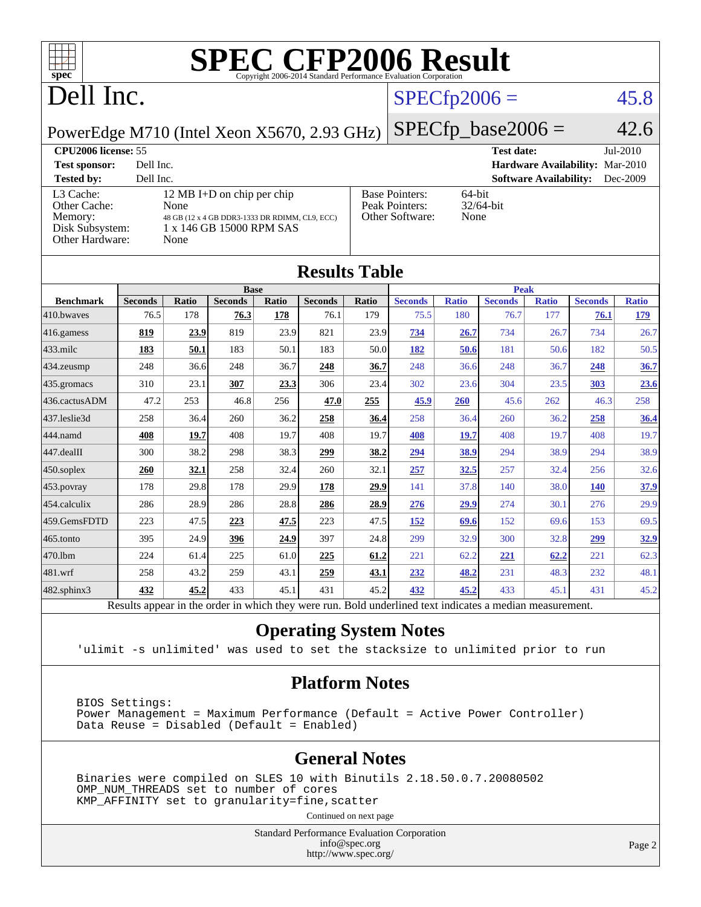# SPEC CFP2006 Result

Copyright 2006-2014 Standard Performance Evaluation Corporation

## Dell Inc.

PowerEdge M710 (Intel Xeon X5670, 2.93 GHz)

SPECfp2006 = 45.8

SPECfp_base2006 = 42.6

| | | | |
|---|---|---|---|
| **CPU2006 license:** 55 | | **Test date:** | Jul-2010 |
| **Test sponsor:** | Dell Inc. | **Hardware Availability:** | Mar-2010 |
| **Tested by:** | Dell Inc. | **Software Availability:** | Dec-2009 |

| | |
|---|---|
| L3 Cache: | 12 MB I+D on chip per chip |
| Other Cache: | None |
| Memory: | 48 GB (12 x 4 GB DDR3-1333 DR RDIMM, CL9, ECC) |
| Disk Subsystem: | 1 x 146 GB 15000 RPM SAS |
| Other Hardware: | None |

| | |
|---|---|
| Base Pointers: | 64-bit |
| Peak Pointers: | 32/64-bit |
| Other Software: | None |

## Results Table

| Benchmark | Base | | | | | | Peak | | | | | |
|---|---|---|---|---|---|---|---|---|---|---|---|---|
| | Seconds | Ratio | Seconds | Ratio | Seconds | Ratio | Seconds | Ratio | Seconds | Ratio | Seconds | Ratio |
| 410.bwaves | 76.5 | 178 | **76.3** | **178** | 76.1 | 179 | 75.5 | 180 | 76.7 | 177 | **76.1** | **179** |
| 416.gamess | **819** | **23.9** | 819 | 23.9 | 821 | 23.9 | **734** | **26.7** | 734 | 26.7 | 734 | 26.7 |
| 433.milc | **183** | **50.1** | 183 | 50.1 | 183 | 50.0 | **182** | **50.6** | 181 | 50.6 | 182 | 50.5 |
| 434.zeusmp | 248 | 36.6 | 248 | 36.7 | **248** | **36.7** | 248 | 36.6 | 248 | 36.7 | **248** | **36.7** |
| 435.gromacs | 310 | 23.1 | **307** | **23.3** | 306 | 23.4 | 302 | 23.6 | 304 | 23.5 | **303** | **23.6** |
| 436.cactusADM | 47.2 | 253 | 46.8 | 256 | **47.0** | **255** | **45.9** | **260** | 45.6 | 262 | 46.3 | 258 |
| 437.leslie3d | 258 | 36.4 | 260 | 36.2 | **258** | **36.4** | 258 | 36.4 | 260 | 36.2 | **258** | **36.4** |
| 444.namd | **408** | **19.7** | 408 | 19.7 | 408 | 19.7 | **408** | **19.7** | 408 | 19.7 | 408 | 19.7 |
| 447.dealII | 300 | 38.2 | 298 | 38.3 | **299** | **38.2** | **294** | **38.9** | 294 | 38.9 | 294 | 38.9 |
| 450.soplex | **260** | **32.1** | 258 | 32.4 | 260 | 32.1 | **257** | **32.5** | 257 | 32.4 | 256 | 32.6 |
| 453.povray | 178 | 29.8 | 178 | 29.9 | **178** | **29.9** | 141 | 37.8 | 140 | 38.0 | **140** | **37.9** |
| 454.calculix | 286 | 28.9 | 286 | 28.8 | **286** | **28.9** | **276** | **29.9** | 274 | 30.1 | 276 | 29.9 |
| 459.GemsFDTD | 223 | 47.5 | **223** | **47.5** | 223 | 47.5 | **152** | **69.6** | 152 | 69.6 | 153 | 69.5 |
| 465.tonto | 395 | 24.9 | **396** | **24.9** | 397 | 24.8 | 299 | 32.9 | 300 | 32.8 | **299** | **32.9** |
| 470.lbm | 224 | 61.4 | 225 | 61.0 | **225** | **61.2** | 221 | 62.2 | **221** | **62.2** | 221 | 62.3 |
| 481.wrf | 258 | 43.2 | 259 | 43.1 | **259** | **43.1** | **232** | **48.2** | 231 | 48.3 | 232 | 48.1 |
| 482.sphinx3 | **432** | **45.2** | 433 | 45.1 | 431 | 45.2 | **432** | **45.2** | 433 | 45.1 | 431 | 45.2 |

Results appear in the order in which they were run. Bold underlined text indicates a median measurement.

## Operating System Notes

```
'ulimit -s unlimited' was used to set the stacksize to unlimited prior to run
```

## Platform Notes

```
BIOS Settings:
Power Management = Maximum Performance (Default = Active Power Controller)
Data Reuse = Disabled (Default = Enabled)
```

## General Notes

```
Binaries were compiled on SLES 10 with Binutils 2.18.50.0.7.20080502
OMP_NUM_THREADS set to number of cores
KMP_AFFINITY set to granularity=fine,scatter
```

Continued on next page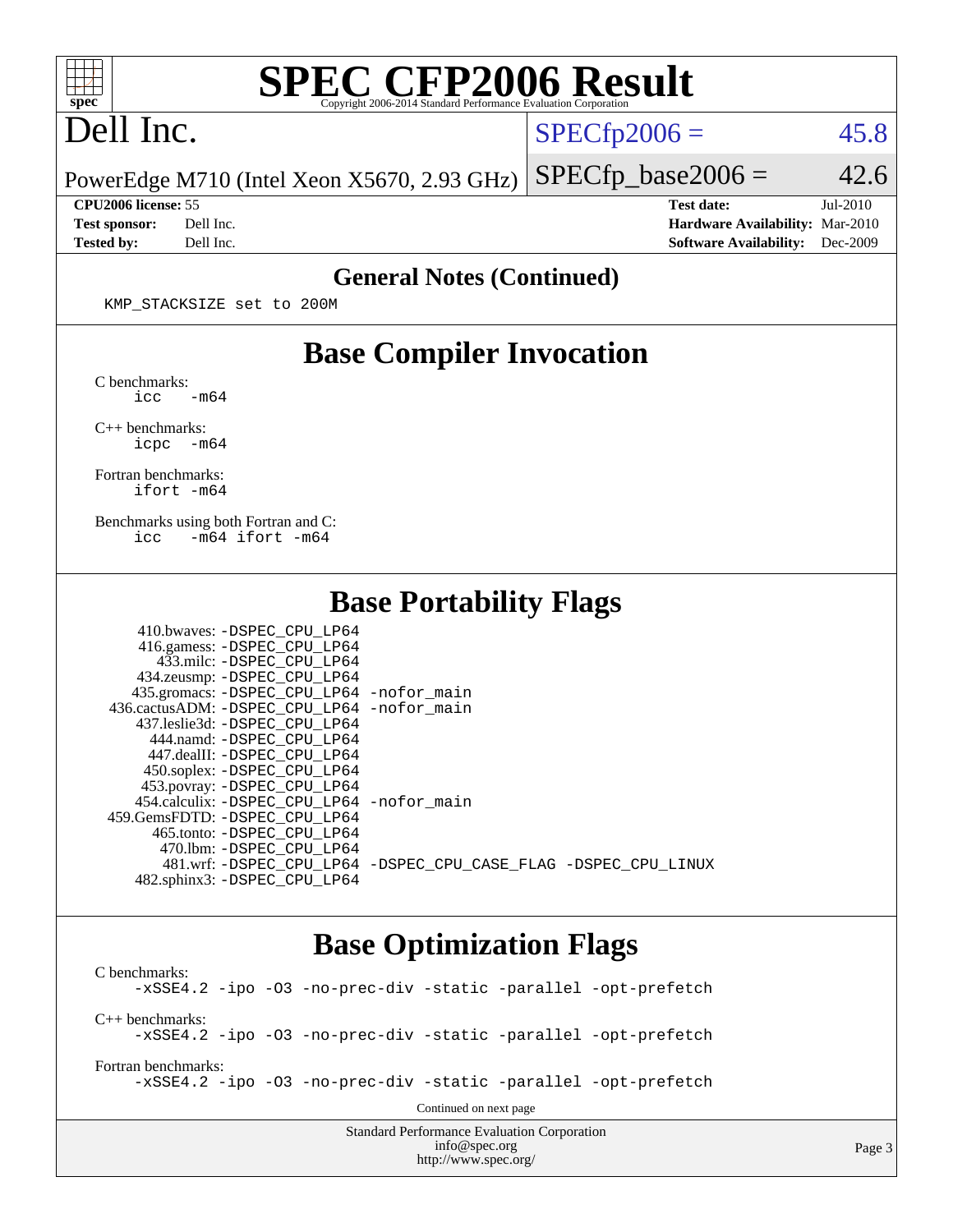# SPEC CFP2006 Result

Copyright 2006-2014 Standard Performance Evaluation Corporation

## Dell Inc.

PowerEdge M710 (Intel Xeon X5670, 2.93 GHz)

SPECfp2006 = 45.8

SPECfp_base2006 = 42.6

| | | | |
|---|---|---|---|
| **CPU2006 license:** | 55 | **Test date:** | Jul-2010 |
| **Test sponsor:** | Dell Inc. | **Hardware Availability:** | Mar-2010 |
| **Tested by:** | Dell Inc. | **Software Availability:** | Dec-2009 |

## General Notes (Continued)

```
KMP_STACKSIZE set to 200M
```

## Base Compiler Invocation

C benchmarks:
```
icc   -m64
```

C++ benchmarks:
```
icpc  -m64
```

Fortran benchmarks:
```
ifort -m64
```

Benchmarks using both Fortran and C:
```
icc   -m64 ifort -m64
```

## Base Portability Flags

```
   410.bwaves: -DSPEC_CPU_LP64
   416.gamess: -DSPEC_CPU_LP64
     433.milc: -DSPEC_CPU_LP64
   434.zeusmp: -DSPEC_CPU_LP64
  435.gromacs: -DSPEC_CPU_LP64 -nofor_main
 436.cactusADM: -DSPEC_CPU_LP64 -nofor_main
  437.leslie3d: -DSPEC_CPU_LP64
     444.namd: -DSPEC_CPU_LP64
   447.dealII: -DSPEC_CPU_LP64
   450.soplex: -DSPEC_CPU_LP64
   453.povray: -DSPEC_CPU_LP64
  454.calculix: -DSPEC_CPU_LP64 -nofor_main
 459.GemsFDTD: -DSPEC_CPU_LP64
    465.tonto: -DSPEC_CPU_LP64
      470.lbm: -DSPEC_CPU_LP64
      481.wrf: -DSPEC_CPU_LP64 -DSPEC_CPU_CASE_FLAG -DSPEC_CPU_LINUX
   482.sphinx3: -DSPEC_CPU_LP64
```

## Base Optimization Flags

C benchmarks:
```
-xSSE4.2 -ipo -O3 -no-prec-div -static -parallel -opt-prefetch
```

C++ benchmarks:
```
-xSSE4.2 -ipo -O3 -no-prec-div -static -parallel -opt-prefetch
```

Fortran benchmarks:
```
-xSSE4.2 -ipo -O3 -no-prec-div -static -parallel -opt-prefetch
```

Continued on next page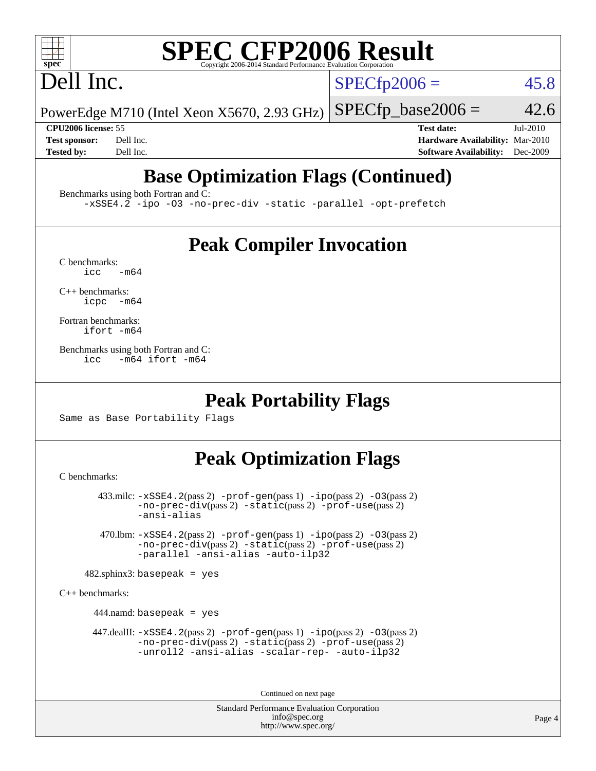# SPEC CFP2006 Result

Copyright 2006-2014 Standard Performance Evaluation Corporation

## Dell Inc.

PowerEdge M710 (Intel Xeon X5670, 2.93 GHz)

SPECfp2006 = 45.8

SPECfp_base2006 = 42.6

**CPU2006 license:** 55
**Test sponsor:** Dell Inc.
**Tested by:** Dell Inc.

**Test date:** Jul-2010
**Hardware Availability:** Mar-2010
**Software Availability:** Dec-2009

## Base Optimization Flags (Continued)

Benchmarks using both Fortran and C:

```
-xSSE4.2 -ipo -O3 -no-prec-div -static -parallel -opt-prefetch
```

## Peak Compiler Invocation

C benchmarks:

```
icc   -m64
```

C++ benchmarks:

```
icpc  -m64
```

Fortran benchmarks:

```
ifort -m64
```

Benchmarks using both Fortran and C:

```
icc   -m64 ifort -m64
```

## Peak Portability Flags

Same as Base Portability Flags

## Peak Optimization Flags

C benchmarks:

433.milc: -xSSE4.2(pass 2) -prof-gen(pass 1) -ipo(pass 2) -O3(pass 2) -no-prec-div(pass 2) -static(pass 2) -prof-use(pass 2) -ansi-alias

470.lbm: -xSSE4.2(pass 2) -prof-gen(pass 1) -ipo(pass 2) -O3(pass 2) -no-prec-div(pass 2) -static(pass 2) -prof-use(pass 2) -parallel -ansi-alias -auto-ilp32

482.sphinx3: basepeak = yes

C++ benchmarks:

444.namd: basepeak = yes

447.dealII: -xSSE4.2(pass 2) -prof-gen(pass 1) -ipo(pass 2) -O3(pass 2) -no-prec-div(pass 2) -static(pass 2) -prof-use(pass 2) -unroll2 -ansi-alias -scalar-rep- -auto-ilp32

Continued on next page

Standard Performance Evaluation Corporation
info@spec.org
http://www.spec.org/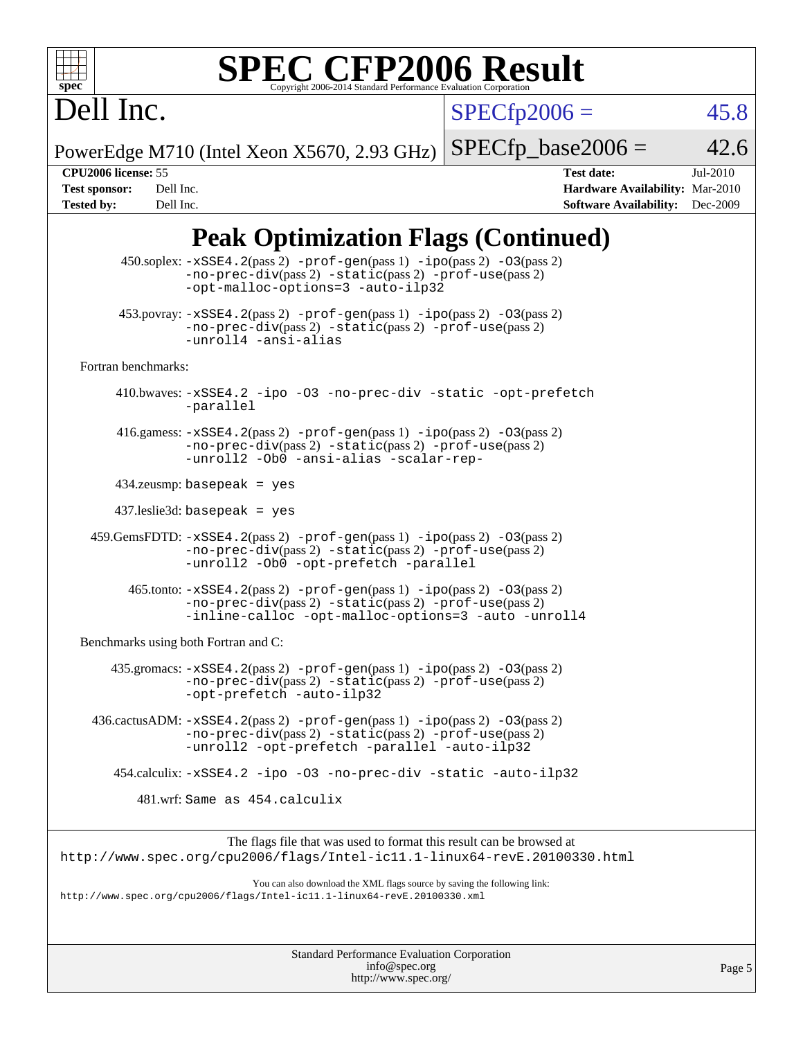# SPEC CFP2006 Result

Copyright 2006-2014 Standard Performance Evaluation Corporation

**Dell Inc.**

PowerEdge M710 (Intel Xeon X5670, 2.93 GHz)

| | |
|---|---|
| SPECfp2006 = | 45.8 |
| SPECfp_base2006 = | 42.6 |

| | | | |
|---|---|---|---|
| **CPU2006 license:** | 55 | **Test date:** | Jul-2010 |
| **Test sponsor:** | Dell Inc. | **Hardware Availability:** | Mar-2010 |
| **Tested by:** | Dell Inc. | **Software Availability:** | Dec-2009 |

## Peak Optimization Flags (Continued)

450.soplex: -xSSE4.2(pass 2) -prof-gen(pass 1) -ipo(pass 2) -O3(pass 2) -no-prec-div(pass 2) -static(pass 2) -prof-use(pass 2) -opt-malloc-options=3 -auto-ilp32

453.povray: -xSSE4.2(pass 2) -prof-gen(pass 1) -ipo(pass 2) -O3(pass 2) -no-prec-div(pass 2) -static(pass 2) -prof-use(pass 2) -unroll4 -ansi-alias

Fortran benchmarks:

410.bwaves: -xSSE4.2 -ipo -O3 -no-prec-div -static -opt-prefetch -parallel

416.gamess: -xSSE4.2(pass 2) -prof-gen(pass 1) -ipo(pass 2) -O3(pass 2) -no-prec-div(pass 2) -static(pass 2) -prof-use(pass 2) -unroll2 -Ob0 -ansi-alias -scalar-rep-

434.zeusmp: basepeak = yes

437.leslie3d: basepeak = yes

459.GemsFDTD: -xSSE4.2(pass 2) -prof-gen(pass 1) -ipo(pass 2) -O3(pass 2) -no-prec-div(pass 2) -static(pass 2) -prof-use(pass 2) -unroll2 -Ob0 -opt-prefetch -parallel

465.tonto: -xSSE4.2(pass 2) -prof-gen(pass 1) -ipo(pass 2) -O3(pass 2) -no-prec-div(pass 2) -static(pass 2) -prof-use(pass 2) -inline-calloc -opt-malloc-options=3 -auto -unroll4

Benchmarks using both Fortran and C:

435.gromacs: -xSSE4.2(pass 2) -prof-gen(pass 1) -ipo(pass 2) -O3(pass 2) -no-prec-div(pass 2) -static(pass 2) -prof-use(pass 2) -opt-prefetch -auto-ilp32

436.cactusADM: -xSSE4.2(pass 2) -prof-gen(pass 1) -ipo(pass 2) -O3(pass 2) -no-prec-div(pass 2) -static(pass 2) -prof-use(pass 2) -unroll2 -opt-prefetch -parallel -auto-ilp32

454.calculix: -xSSE4.2 -ipo -O3 -no-prec-div -static -auto-ilp32

481.wrf: Same as 454.calculix

The flags file that was used to format this result can be browsed at
http://www.spec.org/cpu2006/flags/Intel-ic11.1-linux64-revE.20100330.html

You can also download the XML flags source by saving the following link:
http://www.spec.org/cpu2006/flags/Intel-ic11.1-linux64-revE.20100330.xml

Standard Performance Evaluation Corporation
info@spec.org
http://www.spec.org/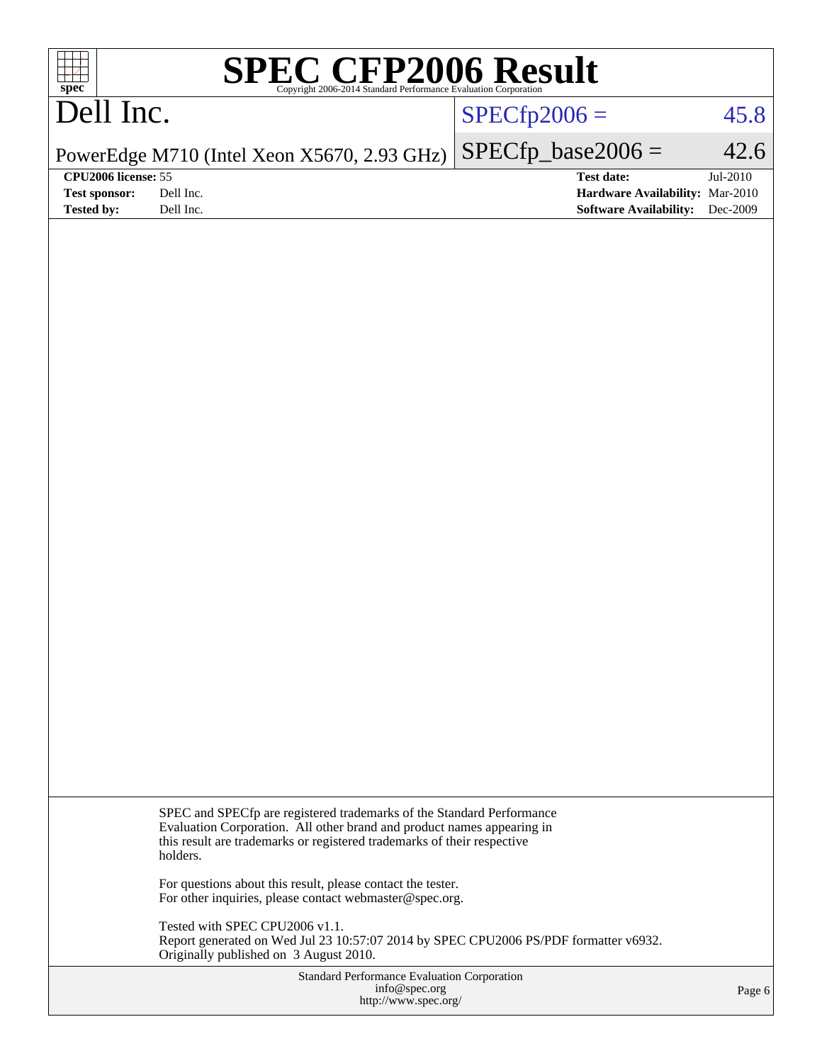SPEC and SPECfp are registered trademarks of the Standard Performance Evaluation Corporation. All other brand and product names appearing in this result are trademarks or registered trademarks of their respective holders.

For questions about this result, please contact the tester.
For other inquiries, please contact webmaster@spec.org.

Tested with SPEC CPU2006 v1.1.
Report generated on Wed Jul 23 10:57:07 2014 by SPEC CPU2006 PS/PDF formatter v6932.
Originally published on 3 August 2010.